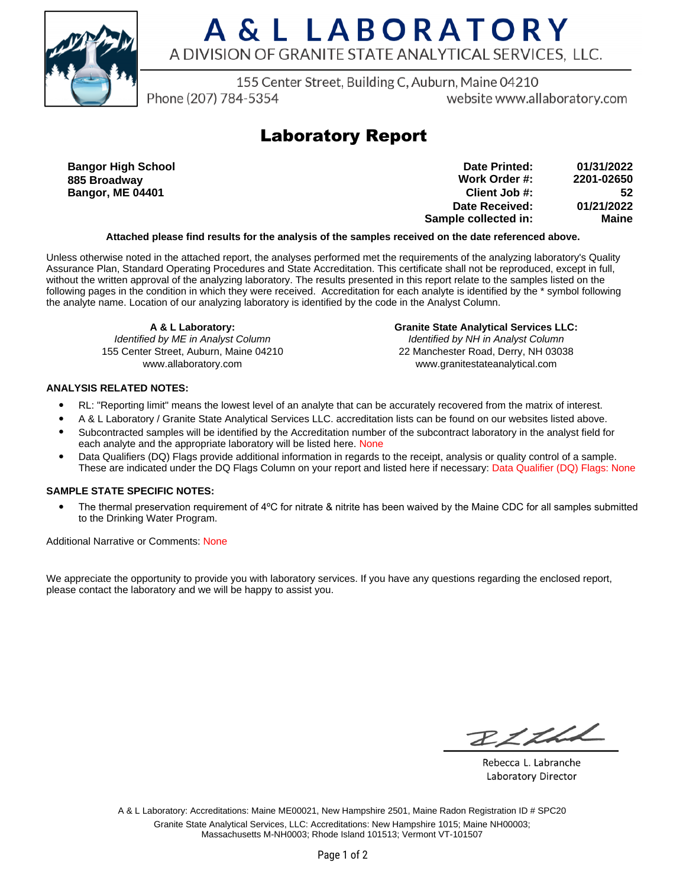# A & L LABORATORY

A DIVISION OF GRANITE STATE ANALYTICAL SERVICES, LLC.

155 Center Street, Building C, Auburn, Maine 04210

Phone (207) 784-5354 website www.allaboratory.com

## Laboratory Report

**Bangor High School**
**885 Broadway**
**Bangor, ME 04401**

| | |
|---|---|
| **Date Printed:** | **01/31/2022** |
| **Work Order #:** | **2201-02650** |
| **Client Job #:** | **52** |
| **Date Received:** | **01/21/2022** |
| **Sample collected in:** | **Maine** |

**Attached please find results for the analysis of the samples received on the date referenced above.**

Unless otherwise noted in the attached report, the analyses performed met the requirements of the analyzing laboratory's Quality Assurance Plan, Standard Operating Procedures and State Accreditation. This certificate shall not be reproduced, except in full, without the written approval of the analyzing laboratory. The results presented in this report relate to the samples listed on the following pages in the condition in which they were received. Accreditation for each analyte is identified by the * symbol following the analyte name. Location of our analyzing laboratory is identified by the code in the Analyst Column.

**A & L Laboratory:**
*Identified by ME in Analyst Column*
155 Center Street, Auburn, Maine 04210
www.allaboratory.com

**Granite State Analytical Services LLC:**
*Identified by NH in Analyst Column*
22 Manchester Road, Derry, NH 03038
www.granitestateanalytical.com

**ANALYSIS RELATED NOTES:**

- RL: "Reporting limit" means the lowest level of an analyte that can be accurately recovered from the matrix of interest.
- A & L Laboratory / Granite State Analytical Services LLC. accreditation lists can be found on our websites listed above.
- Subcontracted samples will be identified by the Accreditation number of the subcontract laboratory in the analyst field for each analyte and the appropriate laboratory will be listed here. None
- Data Qualifiers (DQ) Flags provide additional information in regards to the receipt, analysis or quality control of a sample. These are indicated under the DQ Flags Column on your report and listed here if necessary: Data Qualifier (DQ) Flags: None

**SAMPLE STATE SPECIFIC NOTES:**

- The thermal preservation requirement of 4ºC for nitrate & nitrite has been waived by the Maine CDC for all samples submitted to the Drinking Water Program.

Additional Narrative or Comments: None

We appreciate the opportunity to provide you with laboratory services. If you have any questions regarding the enclosed report, please contact the laboratory and we will be happy to assist you.

Rebecca L. Labranche
Laboratory Director

A & L Laboratory: Accreditations: Maine ME00021, New Hampshire 2501, Maine Radon Registration ID # SPC20
Granite State Analytical Services, LLC: Accreditations: New Hampshire 1015; Maine NH00003; Massachusetts M-NH0003; Rhode Island 101513; Vermont VT-101507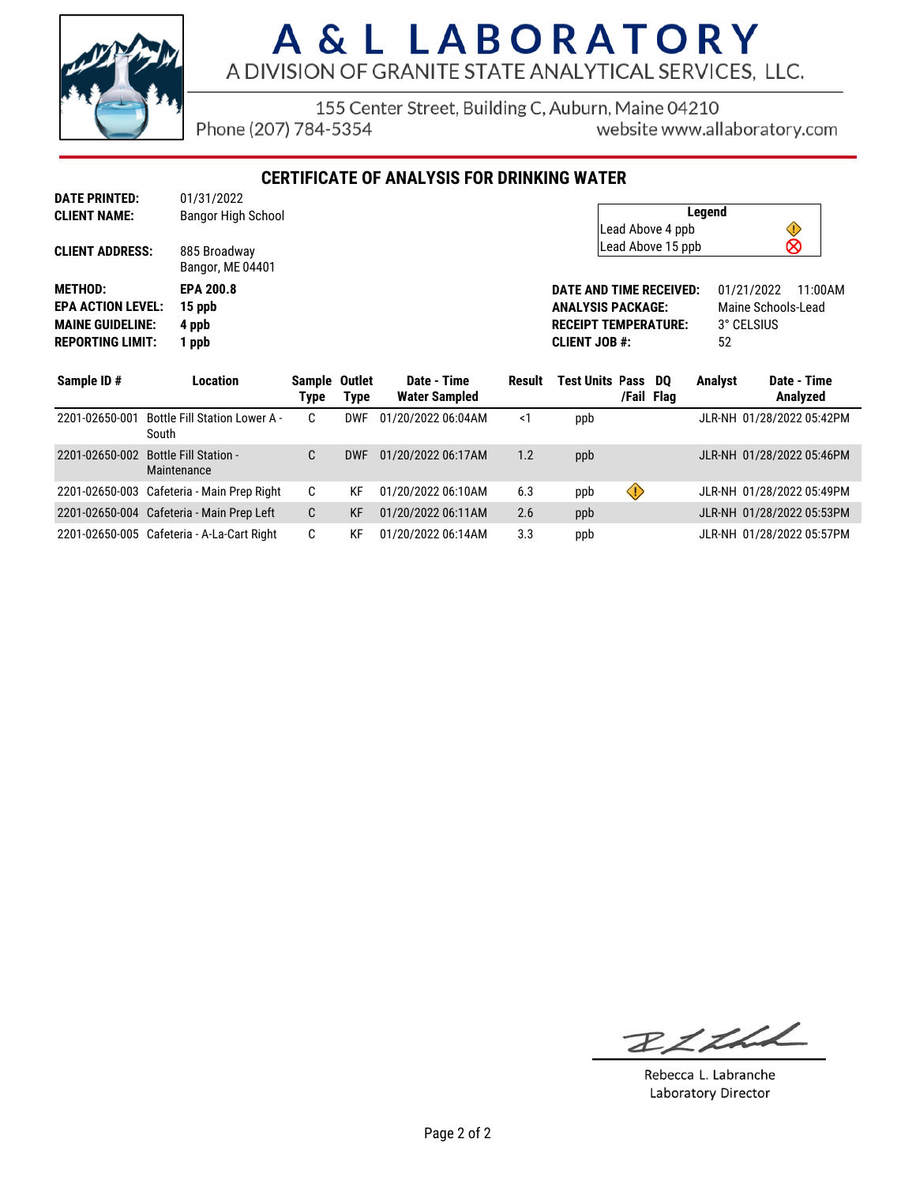# A & L LABORATORY

A DIVISION OF GRANITE STATE ANALYTICAL SERVICES, LLC.

155 Center Street, Building C, Auburn, Maine 04210
Phone (207) 784-5354
website www.allaboratory.com

## CERTIFICATE OF ANALYSIS FOR DRINKING WATER

**DATE PRINTED:** 01/31/2022
**CLIENT NAME:** Bangor High School
**CLIENT ADDRESS:** 885 Broadway
Bangor, ME 04401

**METHOD:** **EPA 200.8**
**EPA ACTION LEVEL:** **15 ppb**
**MAINE GUIDELINE:** **4 ppb**
**REPORTING LIMIT:** **1 ppb**

| Legend | |
|---|---|
| Lead Above 4 ppb | ⚠ |
| Lead Above 15 ppb | ⊗ |

**DATE AND TIME RECEIVED:** 01/21/2022 11:00AM
**ANALYSIS PACKAGE:** Maine Schools-Lead
**RECEIPT TEMPERATURE:** 3° CELSIUS
**CLIENT JOB #:** 52

| Sample ID # | Location | Sample Type | Outlet Type | Date - Time Water Sampled | Result | Test Units | Pass /Fail | DQ Flag | Analyst | Date - Time Analyzed |
|---|---|---|---|---|---|---|---|---|---|---|
| 2201-02650-001 | Bottle Fill Station Lower A - South | C | DWF | 01/20/2022 06:04AM | <1 | ppb | | | JLR-NH | 01/28/2022 05:42PM |
| 2201-02650-002 | Bottle Fill Station - Maintenance | C | DWF | 01/20/2022 06:17AM | 1.2 | ppb | | | JLR-NH | 01/28/2022 05:46PM |
| 2201-02650-003 | Cafeteria - Main Prep Right | C | KF | 01/20/2022 06:10AM | 6.3 | ppb | ⚠ | | JLR-NH | 01/28/2022 05:49PM |
| 2201-02650-004 | Cafeteria - Main Prep Left | C | KF | 01/20/2022 06:11AM | 2.6 | ppb | | | JLR-NH | 01/28/2022 05:53PM |
| 2201-02650-005 | Cafeteria - A-La-Cart Right | C | KF | 01/20/2022 06:14AM | 3.3 | ppb | | | JLR-NH | 01/28/2022 05:57PM |

Rebecca L. Labranche
Laboratory Director